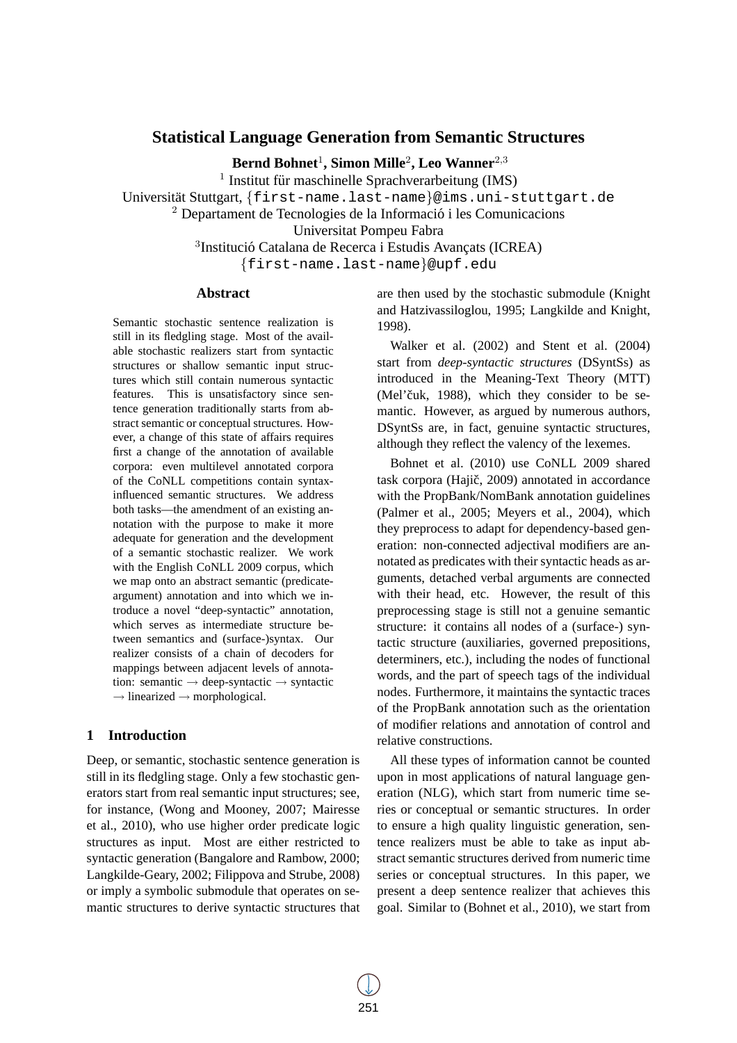# Statistical Language Generation from Semantic Structures

**Bernd Bohnet**[1], **Simon Mille**[2], **Leo Wanner**[2,3]

[1] Institut für maschinelle Sprachverarbeitung (IMS)
Universität Stuttgart, {first-name.last-name}@ims.uni-stuttgart.de
[2] Departament de Tecnologies de la Informació i les Comunicacions
Universitat Pompeu Fabra
[3] Institució Catalana de Recerca i Estudis Avançats (ICREA)
{first-name.last-name}@upf.edu

## Abstract

Semantic stochastic sentence realization is still in its fledgling stage. Most of the available stochastic realizers start from syntactic structures or shallow semantic input structures which still contain numerous syntactic features. This is unsatisfactory since sentence generation traditionally starts from abstract semantic or conceptual structures. However, a change of this state of affairs requires first a change of the annotation of available corpora: even multilevel annotated corpora of the CoNLL competitions contain syntax-influenced semantic structures. We address both tasks—the amendment of an existing annotation with the purpose to make it more adequate for generation and the development of a semantic stochastic realizer. We work with the English CoNLL 2009 corpus, which we map onto an abstract semantic (predicate-argument) annotation and into which we introduce a novel "deep-syntactic" annotation, which serves as intermediate structure between semantics and (surface-)syntax. Our realizer consists of a chain of decoders for mappings between adjacent levels of annotation: semantic → deep-syntactic → syntactic → linearized → morphological.

## 1 Introduction

Deep, or semantic, stochastic sentence generation is still in its fledgling stage. Only a few stochastic generators start from real semantic input structures; see, for instance, (Wong and Mooney, 2007; Mairesse et al., 2010), who use higher order predicate logic structures as input. Most are either restricted to syntactic generation (Bangalore and Rambow, 2000; Langkilde-Geary, 2002; Filippova and Strube, 2008) or imply a symbolic submodule that operates on semantic structures to derive syntactic structures that are then used by the stochastic submodule (Knight and Hatzivassiloglou, 1995; Langkilde and Knight, 1998).

Walker et al. (2002) and Stent et al. (2004) start from *deep-syntactic structures* (DSyntSs) as introduced in the Meaning-Text Theory (MTT) (Mel'čuk, 1988), which they consider to be semantic. However, as argued by numerous authors, DSyntSs are, in fact, genuine syntactic structures, although they reflect the valency of the lexemes.

Bohnet et al. (2010) use CoNLL 2009 shared task corpora (Hajič, 2009) annotated in accordance with the PropBank/NomBank annotation guidelines (Palmer et al., 2005; Meyers et al., 2004), which they preprocess to adapt for dependency-based generation: non-connected adjectival modifiers are annotated as predicates with their syntactic heads as arguments, detached verbal arguments are connected with their head, etc. However, the result of this preprocessing stage is still not a genuine semantic structure: it contains all nodes of a (surface-) syntactic structure (auxiliaries, governed prepositions, determiners, etc.), including the nodes of functional words, and the part of speech tags of the individual nodes. Furthermore, it maintains the syntactic traces of the PropBank annotation such as the orientation of modifier relations and annotation of control and relative constructions.

All these types of information cannot be counted upon in most applications of natural language generation (NLG), which start from numeric time series or conceptual or semantic structures. In order to ensure a high quality linguistic generation, sentence realizers must be able to take as input abstract semantic structures derived from numeric time series or conceptual structures. In this paper, we present a deep sentence realizer that achieves this goal. Similar to (Bohnet et al., 2010), we start from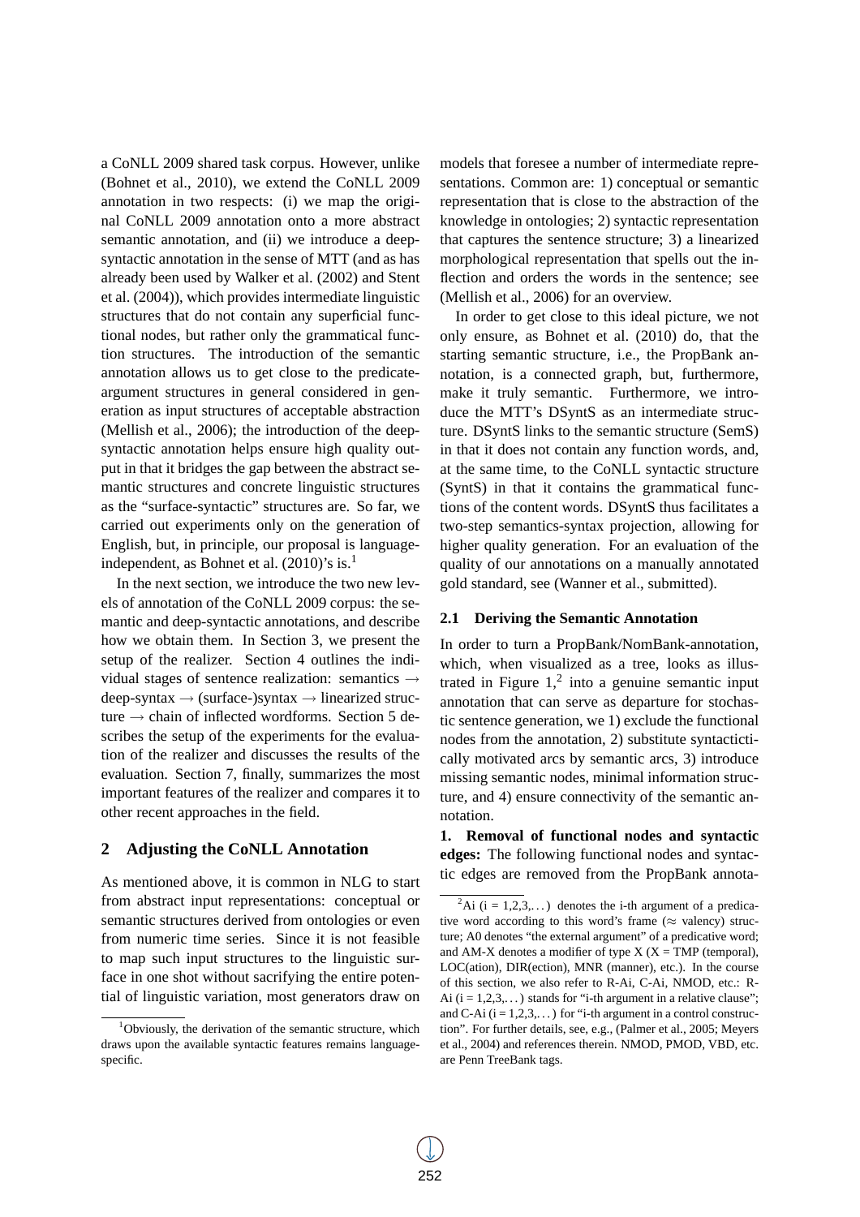a CoNLL 2009 shared task corpus. However, unlike (Bohnet et al., 2010), we extend the CoNLL 2009 annotation in two respects: (i) we map the original CoNLL 2009 annotation onto a more abstract semantic annotation, and (ii) we introduce a deep-syntactic annotation in the sense of MTT (and as has already been used by Walker et al. (2002) and Stent et al. (2004)), which provides intermediate linguistic structures that do not contain any superficial functional nodes, but rather only the grammatical function structures. The introduction of the semantic annotation allows us to get close to the predicate-argument structures in general considered in generation as input structures of acceptable abstraction (Mellish et al., 2006); the introduction of the deep-syntactic annotation helps ensure high quality output in that it bridges the gap between the abstract semantic structures and concrete linguistic structures as the "surface-syntactic" structures are. So far, we carried out experiments only on the generation of English, but, in principle, our proposal is language-independent, as Bohnet et al. (2010)'s is.[1]

In the next section, we introduce the two new levels of annotation of the CoNLL 2009 corpus: the semantic and deep-syntactic annotations, and describe how we obtain them. In Section 3, we present the setup of the realizer. Section 4 outlines the individual stages of sentence realization: semantics → deep-syntax → (surface-)syntax → linearized structure → chain of inflected wordforms. Section 5 describes the setup of the experiments for the evaluation of the realizer and discusses the results of the evaluation. Section 7, finally, summarizes the most important features of the realizer and compares it to other recent approaches in the field.

## 2 Adjusting the CoNLL Annotation

As mentioned above, it is common in NLG to start from abstract input representations: conceptual or semantic structures derived from ontologies or even from numeric time series. Since it is not feasible to map such input structures to the linguistic surface in one shot without sacrifying the entire potential of linguistic variation, most generators draw on models that foresee a number of intermediate representations. Common are: 1) conceptual or semantic representation that is close to the abstraction of the knowledge in ontologies; 2) syntactic representation that captures the sentence structure; 3) a linearized morphological representation that spells out the inflection and orders the words in the sentence; see (Mellish et al., 2006) for an overview.

In order to get close to this ideal picture, we not only ensure, as Bohnet et al. (2010) do, that the starting semantic structure, i.e., the PropBank annotation, is a connected graph, but, furthermore, make it truly semantic. Furthermore, we introduce the MTT's DSyntS as an intermediate structure. DSyntS links to the semantic structure (SemS) in that it does not contain any function words, and, at the same time, to the CoNLL syntactic structure (SyntS) in that it contains the grammatical functions of the content words. DSyntS thus facilitates a two-step semantics-syntax projection, allowing for higher quality generation. For an evaluation of the quality of our annotations on a manually annotated gold standard, see (Wanner et al., submitted).

### 2.1 Deriving the Semantic Annotation

In order to turn a PropBank/NomBank-annotation, which, when visualized as a tree, looks as illustrated in Figure 1,[2] into a genuine semantic input annotation that can serve as departure for stochastic sentence generation, we 1) exclude the functional nodes from the annotation, 2) substitute syntactically motivated arcs by semantic arcs, 3) introduce missing semantic nodes, minimal information structure, and 4) ensure connectivity of the semantic annotation.

**1. Removal of functional nodes and syntactic edges:** The following functional nodes and syntactic edges are removed from the PropBank annota-

[1] Obviously, the derivation of the semantic structure, which draws upon the available syntactic features remains language-specific.

[2] Ai (i = 1,2,3,...) denotes the i-th argument of a predicative word according to this word's frame (≈ valency) structure; A0 denotes "the external argument" of a predicative word; and AM-X denotes a modifier of type X (X = TMP (temporal), LOC(ation), DIR(ection), MNR (manner), etc.). In the course of this section, we also refer to R-Ai, C-Ai, NMOD, etc.: R-Ai (i = 1,2,3,...) stands for "i-th argument in a relative clause"; and C-Ai (i = 1,2,3,...) for "i-th argument in a control construction". For further details, see, e.g., (Palmer et al., 2005; Meyers et al., 2004) and references therein. NMOD, PMOD, VBD, etc. are Penn TreeBank tags.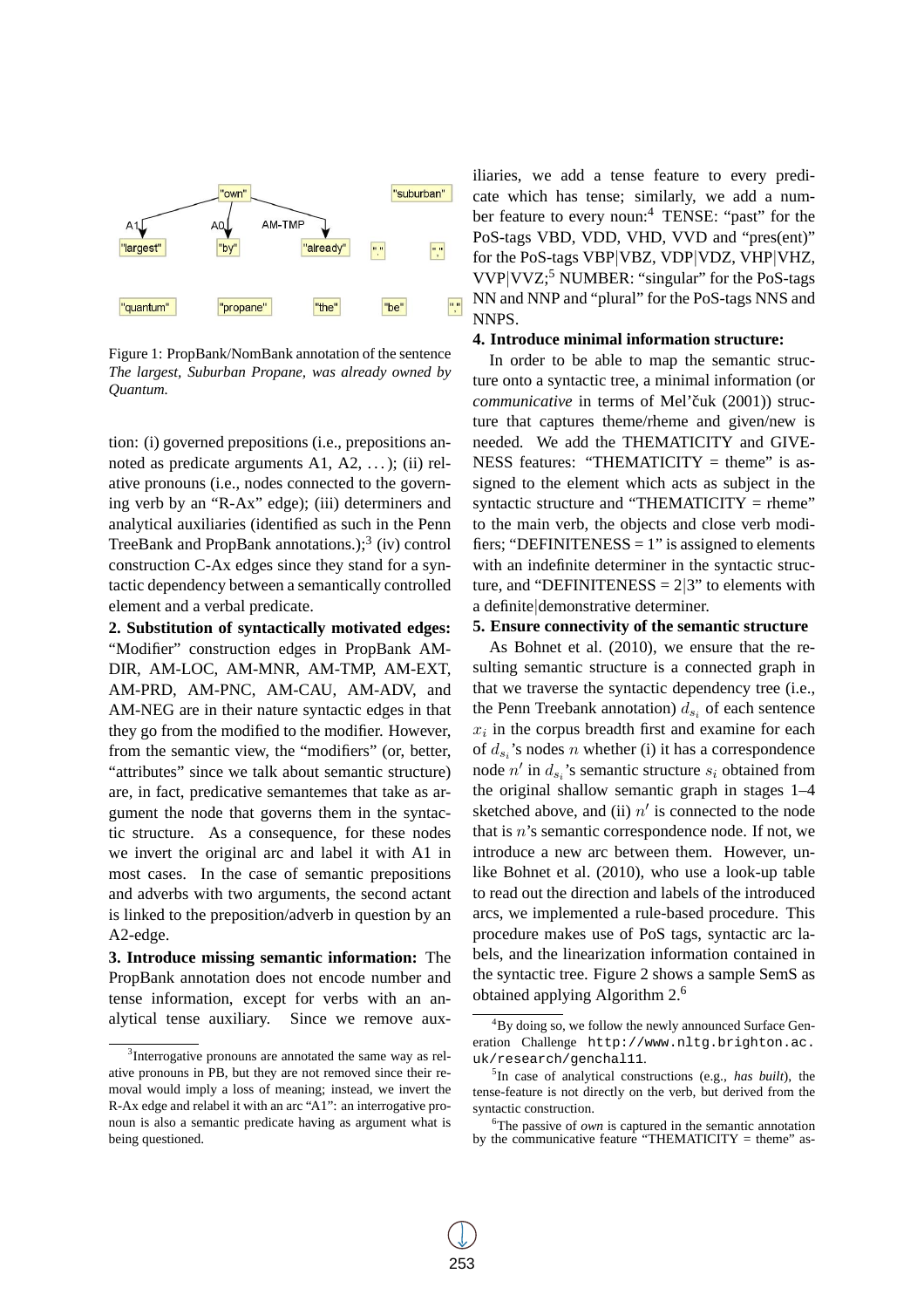"own"    "suburban"

A1    A0    AM-TMP

"largest"    "by"    "already"    ","    ","

"quantum"    "propane"    "the"    "be"    "."

Figure 1: PropBank/NomBank annotation of the sentence *The largest, Suburban Propane, was already owned by Quantum.*

tion: (i) governed prepositions (i.e., prepositions anoted as predicate arguments A1, A2, ...); (ii) relative pronouns (i.e., nodes connected to the governing verb by an "R-Ax" edge); (iii) determiners and analytical auxiliaries (identified as such in the Penn TreeBank and PropBank annotations.);[3] (iv) control construction C-Ax edges since they stand for a syntactic dependency between a semantically controlled element and a verbal predicate.

**2. Substitution of syntactically motivated edges:** "Modifier" construction edges in PropBank AM-DIR, AM-LOC, AM-MNR, AM-TMP, AM-EXT, AM-PRD, AM-PNC, AM-CAU, AM-ADV, and AM-NEG are in their nature syntactic edges in that they go from the modified to the modifier. However, from the semantic view, the "modifiers" (or, better, "attributes" since we talk about semantic structure) are, in fact, predicative semantemes that take as argument the node that governs them in the syntactic structure. As a consequence, for these nodes we invert the original arc and label it with A1 in most cases. In the case of semantic prepositions and adverbs with two arguments, the second actant is linked to the preposition/adverb in question by an A2-edge.

**3. Introduce missing semantic information:** The PropBank annotation does not encode number and tense information, except for verbs with an analytical tense auxiliary. Since we remove auxiliaries, we add a tense feature to every predicate which has tense; similarly, we add a number feature to every noun:[4] TENSE: "past" for the PoS-tags VBD, VDD, VHD, VVD and "pres(ent)" for the PoS-tags VBP|VBZ, VDP|VDZ, VHP|VHZ, VVP|VVZ;[5] NUMBER: "singular" for the PoS-tags NN and NNP and "plural" for the PoS-tags NNS and NNPS.

**4. Introduce minimal information structure:** In order to be able to map the semantic structure onto a syntactic tree, a minimal information (or *communicative* in terms of Mel'čuk (2001)) structure that captures theme/rheme and given/new is needed. We add the THEMATICITY and GIVENESS features: "THEMATICITY = theme" is assigned to the element which acts as subject in the syntactic structure and "THEMATICITY = rheme" to the main verb, the objects and close verb modifiers; "DEFINITENESS = 1" is assigned to elements with an indefinite determiner in the syntactic structure, and "DEFINITENESS = 2|3" to elements with a definite|demonstrative determiner.

**5. Ensure connectivity of the semantic structure** As Bohnet et al. (2010), we ensure that the resulting semantic structure is a connected graph in that we traverse the syntactic dependency tree (i.e., the Penn Treebank annotation) $d_{s_i}$ of each sentence $x_i$ in the corpus breadth first and examine for each of $d_{s_i}$'s nodes $n$ whether (i) it has a correspondence node $n'$ in $d_{s_i}$'s semantic structure $s_i$ obtained from the original shallow semantic graph in stages 1–4 sketched above, and (ii) $n'$ is connected to the node that is $n$'s semantic correspondence node. If not, we introduce a new arc between them. However, unlike Bohnet et al. (2010), who use a look-up table to read out the direction and labels of the introduced arcs, we implemented a rule-based procedure. This procedure makes use of PoS tags, syntactic arc labels, and the linearization information contained in the syntactic tree. Figure 2 shows a sample SemS as obtained applying Algorithm 2.[6]

---

[3] Interrogative pronouns are annotated the same way as relative pronouns in PB, but they are not removed since their removal would imply a loss of meaning; instead, we invert the R-Ax edge and relabel it with an arc "A1": an interrogative pronoun is also a semantic predicate having as argument what is being questioned.

[4] By doing so, we follow the newly announced Surface Generation Challenge `http://www.nltg.brighton.ac.uk/research/genchal11`.

[5] In case of analytical constructions (e.g., *has built*), the tense-feature is not directly on the verb, but derived from the syntactic construction.

[6] The passive of *own* is captured in the semantic annotation by the communicative feature "THEMATICITY = theme" as-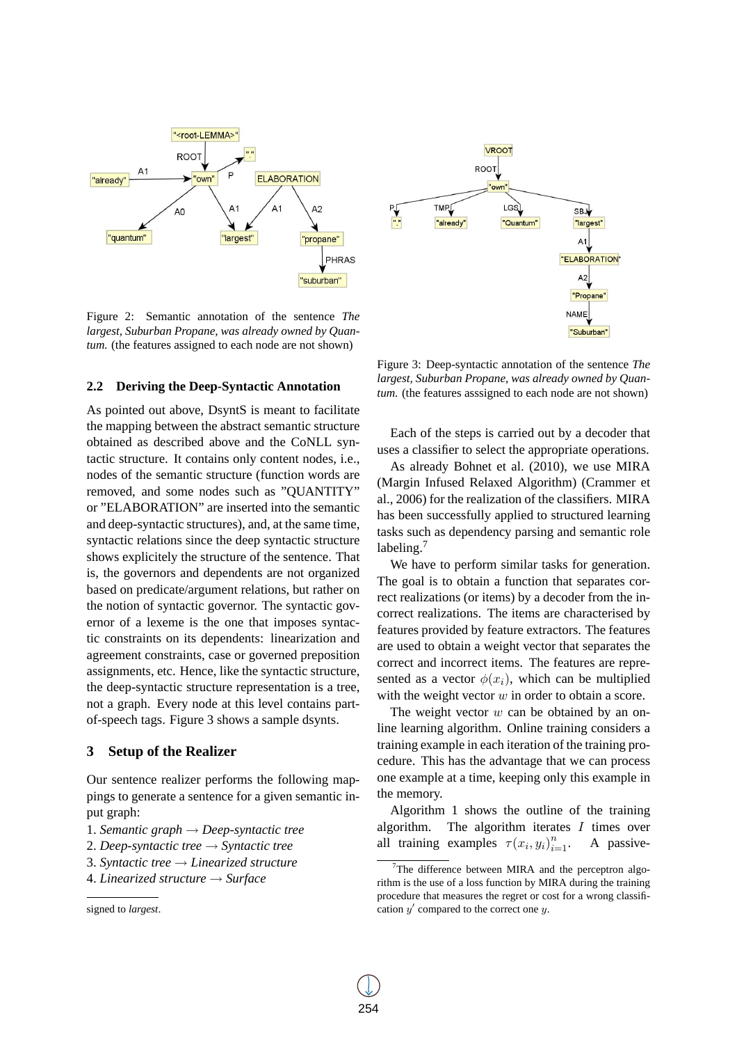"<root-LEMMA>"
ROOT
"."
P
A1
"already"
"own"
ELABORATION
A0
A1
A1
A2
"quantum"
"largest"
"propane"
PHRAS
"suburban"

Figure 2: Semantic annotation of the sentence *The largest, Suburban Propane, was already owned by Quantum.* (the features assigned to each node are not shown)

VROOT
ROOT
"own"
P
TMP
LGS
SBJ
"."
"already"
"Quantum"
"largest"
A1
"ELABORATION"
A2
"Propane"
NAME
"Suburban"

Figure 3: Deep-syntactic annotation of the sentence *The largest, Suburban Propane, was already owned by Quantum.* (the features asssigned to each node are not shown)

### 2.2 Deriving the Deep-Syntactic Annotation

As pointed out above, DsyntS is meant to facilitate the mapping between the abstract semantic structure obtained as described above and the CoNLL syntactic structure. It contains only content nodes, i.e., nodes of the semantic structure (function words are removed, and some nodes such as "QUANTITY" or "ELABORATION" are inserted into the semantic and deep-syntactic structures), and, at the same time, syntactic relations since the deep syntactic structure shows explicitely the structure of the sentence. That is, the governors and dependents are not organized based on predicate/argument relations, but rather on the notion of syntactic governor. The syntactic governor of a lexeme is the one that imposes syntactic constraints on its dependents: linearization and agreement constraints, case or governed preposition assignments, etc. Hence, like the syntactic structure, the deep-syntactic structure representation is a tree, not a graph. Every node at this level contains part-of-speech tags. Figure 3 shows a sample dsynts.

## 3 Setup of the Realizer

Our sentence realizer performs the following mappings to generate a sentence for a given semantic input graph:

1. *Semantic graph → Deep-syntactic tree*
2. *Deep-syntactic tree → Syntactic tree*
3. *Syntactic tree → Linearized structure*
4. *Linearized structure → Surface*

Each of the steps is carried out by a decoder that uses a classifier to select the appropriate operations.

As already Bohnet et al. (2010), we use MIRA (Margin Infused Relaxed Algorithm) (Crammer et al., 2006) for the realization of the classifiers. MIRA has been successfully applied to structured learning tasks such as dependency parsing and semantic role labeling.[7]

We have to perform similar tasks for generation. The goal is to obtain a function that separates correct realizations (or items) by a decoder from the incorrect realizations. The items are characterised by features provided by feature extractors. The features are used to obtain a weight vector that separates the correct and incorrect items. The features are represented as a vector $\phi(x_i)$, which can be multiplied with the weight vector $w$ in order to obtain a score.

The weight vector $w$ can be obtained by an online learning algorithm. Online training considers a training example in each iteration of the training procedure. This has the advantage that we can process one example at a time, keeping only this example in the memory.

Algorithm 1 shows the outline of the training algorithm. The algorithm iterates $I$ times over all training examples $\tau(x_i, y_i)_{i=1}^n$. A passive-

signed to *largest*.

[7] The difference between MIRA and the perceptron algorithm is the use of a loss function by MIRA during the training procedure that measures the regret or cost for a wrong classification $y'$ compared to the correct one $y$.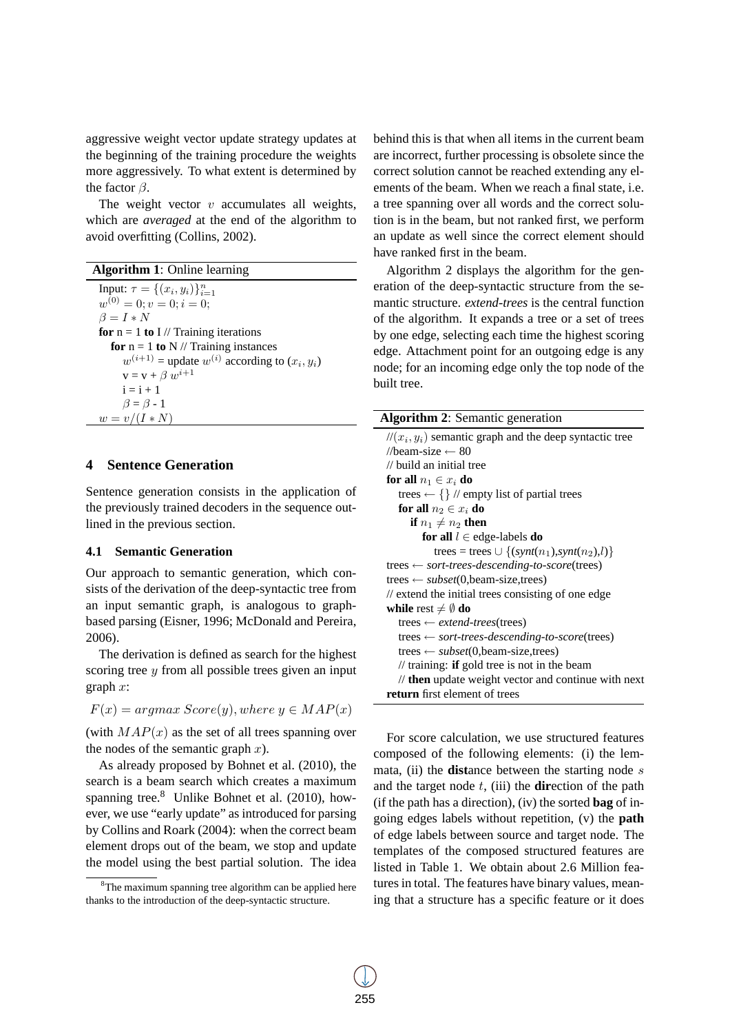aggressive weight vector update strategy updates at the beginning of the training procedure the weights more aggressively. To what extent is determined by the factor $\beta$.

The weight vector $v$ accumulates all weights, which are *averaged* at the end of the algorithm to avoid overfitting (Collins, 2002).

**Algorithm 1**: Online learning

```
Input: τ = {(x_i, y_i)}_{i=1}^n
w^(0) = 0; v = 0; i = 0;
β = I * N
for n = 1 to I // Training iterations
  for n = 1 to N // Training instances
    w^(i+1) = update w^(i) according to (x_i, y_i)
    v = v + β w^(i+1)
    i = i + 1
    β = β - 1
w = v/(I * N)
```

## 4 Sentence Generation

Sentence generation consists in the application of the previously trained decoders in the sequence outlined in the previous section.

### 4.1 Semantic Generation

Our approach to semantic generation, which consists of the derivation of the deep-syntactic tree from an input semantic graph, is analogous to graph-based parsing (Eisner, 1996; McDonald and Pereira, 2006).

The derivation is defined as search for the highest scoring tree $y$ from all possible trees given an input graph $x$:

$$F(x) = argmax\ Score(y), where\ y \in MAP(x)$$

(with $MAP(x)$ as the set of all trees spanning over the nodes of the semantic graph $x$).

As already proposed by Bohnet et al. (2010), the search is a beam search which creates a maximum spanning tree.[8] Unlike Bohnet et al. (2010), however, we use "early update" as introduced for parsing by Collins and Roark (2004): when the correct beam element drops out of the beam, we stop and update the model using the best partial solution. The idea behind this is that when all items in the current beam are incorrect, further processing is obsolete since the correct solution cannot be reached extending any elements of the beam. When we reach a final state, i.e. a tree spanning over all words and the correct solution is in the beam, but not ranked first, we perform an update as well since the correct element should have ranked first in the beam.

[8] The maximum spanning tree algorithm can be applied here thanks to the introduction of the deep-syntactic structure.

Algorithm 2 displays the algorithm for the generation of the deep-syntactic structure from the semantic structure. *extend-trees* is the central function of the algorithm. It expands a tree or a set of trees by one edge, selecting each time the highest scoring edge. Attachment point for an outgoing edge is any node; for an incoming edge only the top node of the built tree.

**Algorithm 2**: Semantic generation

```
//(x_i, y_i) semantic graph and the deep syntactic tree
//beam-size ← 80
// build an initial tree
for all n_1 ∈ x_i do
  trees ← {} // empty list of partial trees
  for all n_2 ∈ x_i do
    if n_1 ≠ n_2 then
      for all l ∈ edge-labels do
        trees = trees ∪ {(synt(n_1),synt(n_2),l)}
trees ← sort-trees-descending-to-score(trees)
trees ← subset(0,beam-size,trees)
// extend the initial trees consisting of one edge
while rest ≠ ∅ do
  trees ← extend-trees(trees)
  trees ← sort-trees-descending-to-score(trees)
  trees ← subset(0,beam-size,trees)
  // training: if gold tree is not in the beam
  // then update weight vector and continue with next
return first element of trees
```

For score calculation, we use structured features composed of the following elements: (i) the lemmata, (ii) the **dist**ance between the starting node $s$ and the target node $t$, (iii) the **dir**ection of the path (if the path has a direction), (iv) the sorted **bag** of ingoing edges labels without repetition, (v) the **path** of edge labels between source and target node. The templates of the composed structured features are listed in Table 1. We obtain about 2.6 Million features in total. The features have binary values, meaning that a structure has a specific feature or it does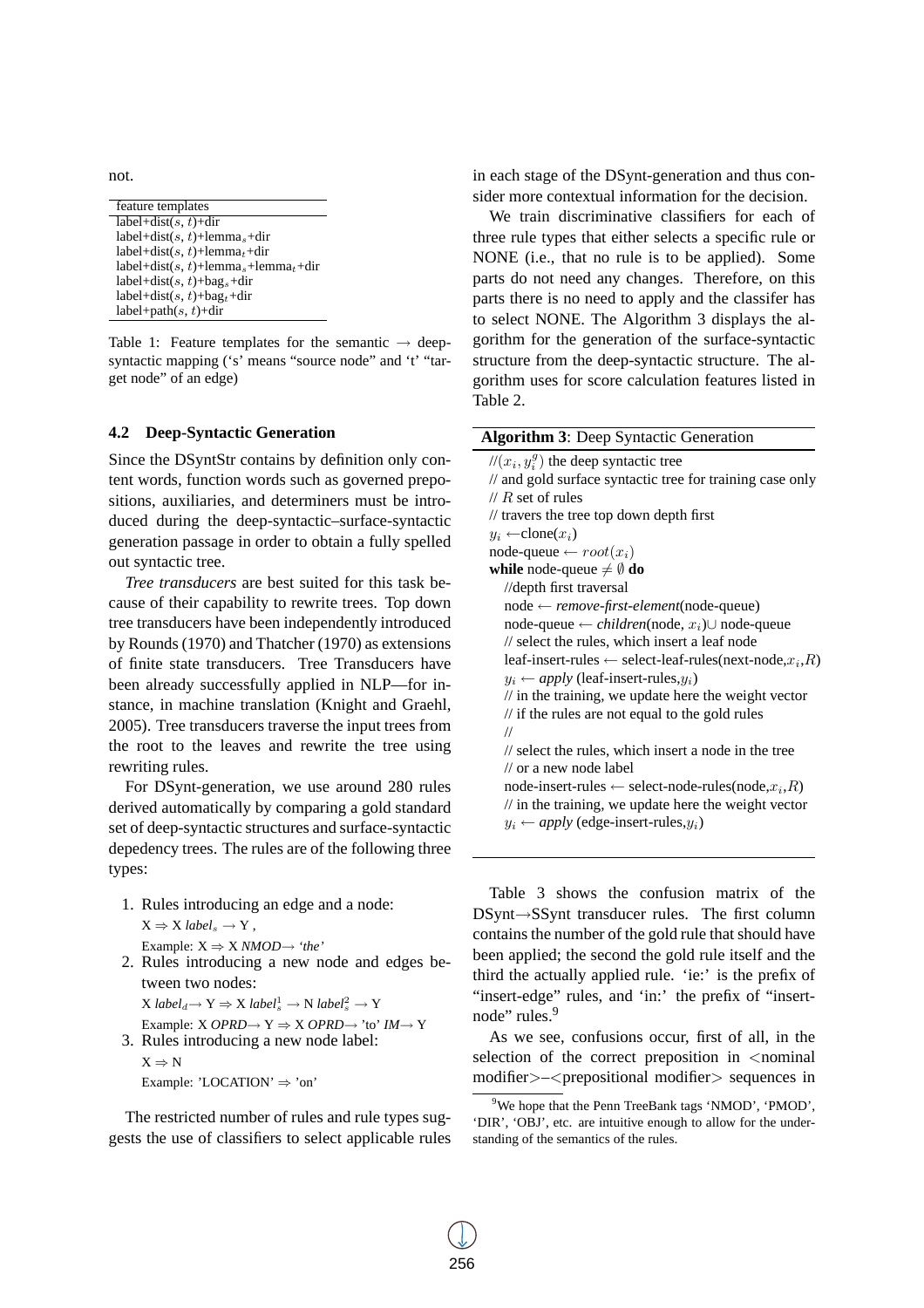not.

| feature templates |
|---|
| label+dist($s$, $t$)+dir |
| label+dist($s$, $t$)+lemma$_s$+dir |
| label+dist($s$, $t$)+lemma$_t$+dir |
| label+dist($s$, $t$)+lemma$_s$+lemma$_t$+dir |
| label+dist($s$, $t$)+bag$_s$+dir |
| label+dist($s$, $t$)+bag$_t$+dir |
| label+path($s$, $t$)+dir |

Table 1: Feature templates for the semantic → deep-syntactic mapping ('s' means "source node" and 't' "target node" of an edge)

### 4.2 Deep-Syntactic Generation

Since the DSyntStr contains by definition only content words, function words such as governed prepositions, auxiliaries, and determiners must be introduced during the deep-syntactic–surface-syntactic generation passage in order to obtain a fully spelled out syntactic tree.

*Tree transducers* are best suited for this task because of their capability to rewrite trees. Top down tree transducers have been independently introduced by Rounds (1970) and Thatcher (1970) as extensions of finite state transducers. Tree Transducers have been already successfully applied in NLP—for instance, in machine translation (Knight and Graehl, 2005). Tree transducers traverse the input trees from the root to the leaves and rewrite the tree using rewriting rules.

For DSynt-generation, we use around 280 rules derived automatically by comparing a gold standard set of deep-syntactic structures and surface-syntactic depedency trees. The rules are of the following three types:

1. Rules introducing an edge and a node:
   X ⇒ X *label$_s$* → Y ,
   Example: X ⇒ X *NMOD*→ *'the'*
2. Rules introducing a new node and edges between two nodes:
   X *label$_d$*→ Y ⇒ X *label$^1_s$* → N *label$^2_s$* → Y
   Example: X *OPRD*→ Y ⇒ X *OPRD*→ 'to' *IM*→ Y
3. Rules introducing a new node label:
   X ⇒ N
   Example: 'LOCATION' ⇒ 'on'

The restricted number of rules and rule types suggests the use of classifiers to select applicable rules in each stage of the DSynt-generation and thus consider more contextual information for the decision.

We train discriminative classifiers for each of three rule types that either selects a specific rule or NONE (i.e., that no rule is to be applied). Some parts do not need any changes. Therefore, on this parts there is no need to apply and the classifer has to select NONE. The Algorithm 3 displays the algorithm for the generation of the surface-syntactic structure from the deep-syntactic structure. The algorithm uses for score calculation features listed in Table 2.

**Algorithm 3**: Deep Syntactic Generation

```
//(x_i, y_i^g) the deep syntactic tree
// and gold surface syntactic tree for training case only
// R set of rules
// travers the tree top down depth first
y_i ←clone(x_i)
node-queue ← root(x_i)
while node-queue ≠ ∅ do
   //depth first traversal
   node ← remove-first-element(node-queue)
   node-queue ← children(node, x_i)∪ node-queue
   // select the rules, which insert a leaf node
   leaf-insert-rules ← select-leaf-rules(next-node,x_i,R)
   y_i ← apply (leaf-insert-rules,y_i)
   // in the training, we update here the weight vector
   // if the rules are not equal to the gold rules
   //
   // select the rules, which insert a node in the tree
   // or a new node label
   node-insert-rules ← select-node-rules(node,x_i,R)
   // in the training, we update here the weight vector
   y_i ← apply (edge-insert-rules,y_i)
```

Table 3 shows the confusion matrix of the DSynt→SSynt transducer rules. The first column contains the number of the gold rule that should have been applied; the second the gold rule itself and the third the actually applied rule. 'ie:' is the prefix of "insert-edge" rules, and 'in:' the prefix of "insert-node" rules.[9]

As we see, confusions occur, first of all, in the selection of the correct preposition in <nominal modifier>–<prepositional modifier> sequences in

[9]We hope that the Penn TreeBank tags 'NMOD', 'PMOD', 'DIR', 'OBJ', etc. are intuitive enough to allow for the understanding of the semantics of the rules.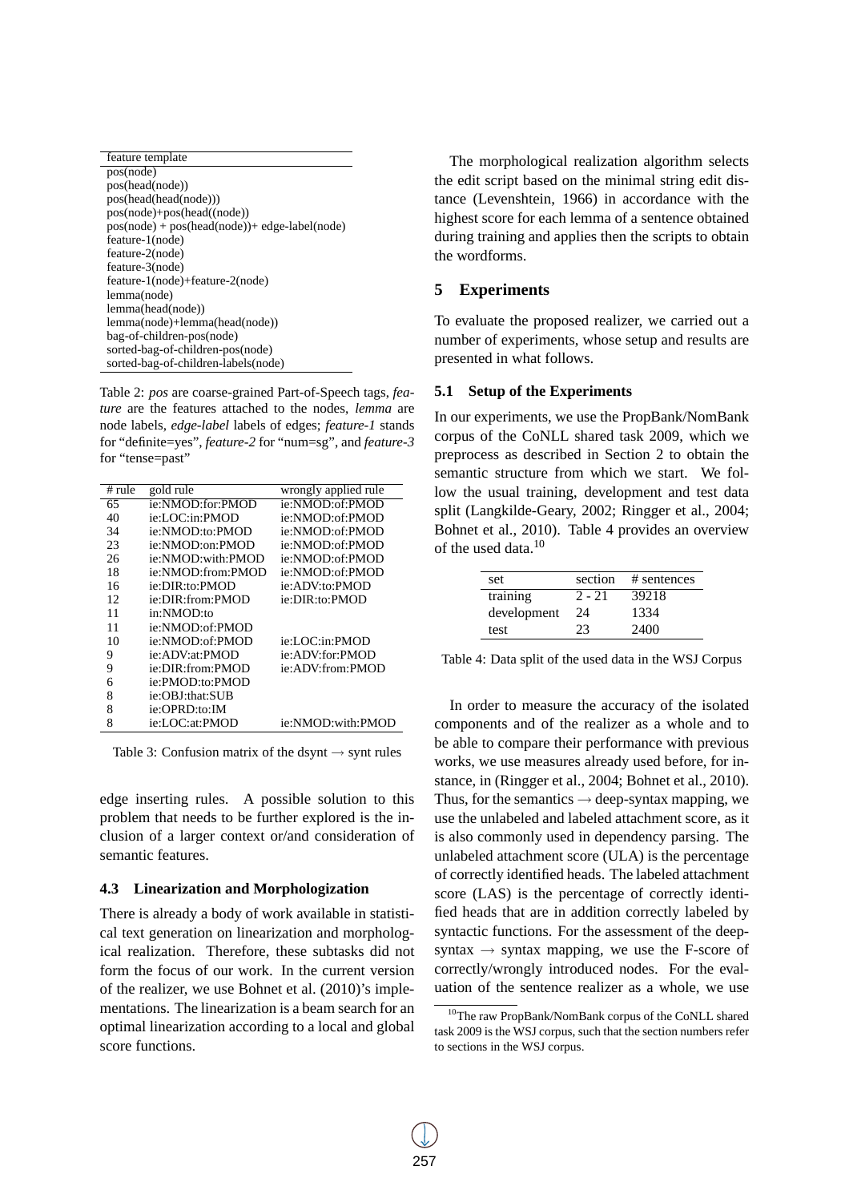| feature template |
|---|
| pos(node) |
| pos(head(node)) |
| pos(head(head(node))) |
| pos(node)+pos(head((node)) |
| pos(node) + pos(head(node))+ edge-label(node) |
| feature-1(node) |
| feature-2(node) |
| feature-3(node) |
| feature-1(node)+feature-2(node) |
| lemma(node) |
| lemma(head(node)) |
| lemma(node)+lemma(head(node)) |
| bag-of-children-pos(node) |
| sorted-bag-of-children-pos(node) |
| sorted-bag-of-children-labels(node) |

Table 2: *pos* are coarse-grained Part-of-Speech tags, *feature* are the features attached to the nodes, *lemma* are node labels, *edge-label* labels of edges; *feature-1* stands for "definite=yes", *feature-2* for "num=sg", and *feature-3* for "tense=past"

| # rule | gold rule | wrongly applied rule |
|---|---|---|
| 65 | ie:NMOD:for:PMOD | ie:NMOD:of:PMOD |
| 40 | ie:LOC:in:PMOD | ie:NMOD:of:PMOD |
| 34 | ie:NMOD:to:PMOD | ie:NMOD:of:PMOD |
| 23 | ie:NMOD:on:PMOD | ie:NMOD:of:PMOD |
| 26 | ie:NMOD:with:PMOD | ie:NMOD:of:PMOD |
| 18 | ie:NMOD:from:PMOD | ie:NMOD:of:PMOD |
| 16 | ie:DIR:to:PMOD | ie:ADV:to:PMOD |
| 12 | ie:DIR:from:PMOD | ie:DIR:to:PMOD |
| 11 | in:NMOD:to | |
| 11 | ie:NMOD:of:PMOD | |
| 10 | ie:NMOD:of:PMOD | ie:LOC:in:PMOD |
| 9 | ie:ADV:at:PMOD | ie:ADV:for:PMOD |
| 9 | ie:DIR:from:PMOD | ie:ADV:from:PMOD |
| 6 | ie:PMOD:to:PMOD | |
| 8 | ie:OBJ:that:SUB | |
| 8 | ie:OPRD:to:IM | |
| 8 | ie:LOC:at:PMOD | ie:NMOD:with:PMOD |

Table 3: Confusion matrix of the dsynt → synt rules

edge inserting rules. A possible solution to this problem that needs to be further explored is the inclusion of a larger context or/and consideration of semantic features.

### 4.3 Linearization and Morphologization

There is already a body of work available in statistical text generation on linearization and morphological realization. Therefore, these subtasks did not form the focus of our work. In the current version of the realizer, we use Bohnet et al. (2010)'s implementations. The linearization is a beam search for an optimal linearization according to a local and global score functions.

The morphological realization algorithm selects the edit script based on the minimal string edit distance (Levenshtein, 1966) in accordance with the highest score for each lemma of a sentence obtained during training and applies then the scripts to obtain the wordforms.

## 5 Experiments

To evaluate the proposed realizer, we carried out a number of experiments, whose setup and results are presented in what follows.

### 5.1 Setup of the Experiments

In our experiments, we use the PropBank/NomBank corpus of the CoNLL shared task 2009, which we preprocess as described in Section 2 to obtain the semantic structure from which we start. We follow the usual training, development and test data split (Langkilde-Geary, 2002; Ringger et al., 2004; Bohnet et al., 2010). Table 4 provides an overview of the used data.[10]

| set | section | # sentences |
|---|---|---|
| training | 2 - 21 | 39218 |
| development | 24 | 1334 |
| test | 23 | 2400 |

Table 4: Data split of the used data in the WSJ Corpus

In order to measure the accuracy of the isolated components and of the realizer as a whole and to be able to compare their performance with previous works, we use measures already used before, for instance, in (Ringger et al., 2004; Bohnet et al., 2010). Thus, for the semantics → deep-syntax mapping, we use the unlabeled and labeled attachment score, as it is also commonly used in dependency parsing. The unlabeled attachment score (ULA) is the percentage of correctly identified heads. The labeled attachment score (LAS) is the percentage of correctly identified heads that are in addition correctly labeled by syntactic functions. For the assessment of the deep-syntax → syntax mapping, we use the F-score of correctly/wrongly introduced nodes. For the evaluation of the sentence realizer as a whole, we use

[10] The raw PropBank/NomBank corpus of the CoNLL shared task 2009 is the WSJ corpus, such that the section numbers refer to sections in the WSJ corpus.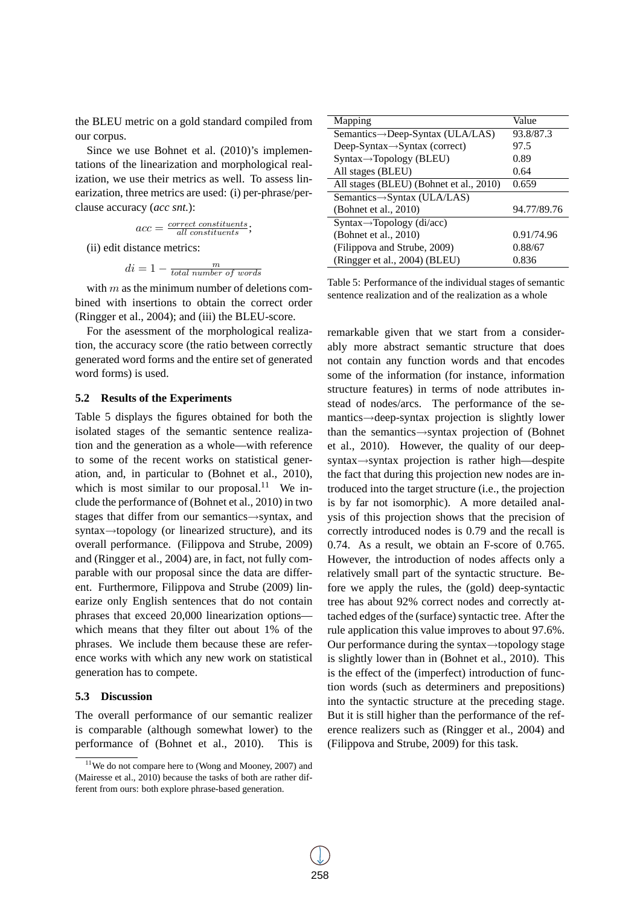the BLEU metric on a gold standard compiled from our corpus.

Since we use Bohnet et al. (2010)'s implementations of the linearization and morphological realization, we use their metrics as well. To assess linearization, three metrics are used: (i) per-phrase/per-clause accuracy (*acc snt.*):

$$acc = \frac{correct\ constituents}{all\ constituents};$$

(ii) edit distance metrics:

$$di = 1 - \frac{m}{total\ number\ of\ words}$$

with $m$ as the minimum number of deletions combined with insertions to obtain the correct order (Ringger et al., 2004); and (iii) the BLEU-score.

For the asessment of the morphological realization, the accuracy score (the ratio between correctly generated word forms and the entire set of generated word forms) is used.

### 5.2 Results of the Experiments

Table 5 displays the figures obtained for both the isolated stages of the semantic sentence realization and the generation as a whole—with reference to some of the recent works on statistical generation, and, in particular to (Bohnet et al., 2010), which is most similar to our proposal.[11] We include the performance of (Bohnet et al., 2010) in two stages that differ from our semantics→syntax, and syntax→topology (or linearized structure), and its overall performance. (Filippova and Strube, 2009) and (Ringger et al., 2004) are, in fact, not fully comparable with our proposal since the data are different. Furthermore, Filippova and Strube (2009) linearize only English sentences that do not contain phrases that exceed 20,000 linearization options—which means that they filter out about 1% of the phrases. We include them because these are reference works with which any new work on statistical generation has to compete.

### 5.3 Discussion

The overall performance of our semantic realizer is comparable (although somewhat lower) to the performance of (Bohnet et al., 2010). This is remarkable given that we start from a considerably more abstract semantic structure that does not contain any function words and that encodes some of the information (for instance, information structure features) in terms of node attributes instead of nodes/arcs. The performance of the semantics→deep-syntax projection is slightly lower than the semantics→syntax projection of (Bohnet et al., 2010). However, the quality of our deep-syntax→syntax projection is rather high—despite the fact that during this projection new nodes are introduced into the target structure (i.e., the projection is by far not isomorphic). A more detailed analysis of this projection shows that the precision of correctly introduced nodes is 0.79 and the recall is 0.74. As a result, we obtain an F-score of 0.765. However, the introduction of nodes affects only a relatively small part of the syntactic structure. Before we apply the rules, the (gold) deep-syntactic tree has about 92% correct nodes and correctly attached edges of the (surface) syntactic tree. After the rule application this value improves to about 97.6%. Our performance during the syntax→topology stage is slightly lower than in (Bohnet et al., 2010). This is the effect of the (imperfect) introduction of function words (such as determiners and prepositions) into the syntactic structure at the preceding stage. But it is still higher than the performance of the reference realizers such as (Ringger et al., 2004) and (Filippova and Strube, 2009) for this task.

| Mapping | Value |
|---|---|
| Semantics→Deep-Syntax (ULA/LAS) | 93.8/87.3 |
| Deep-Syntax→Syntax (correct) | 97.5 |
| Syntax→Topology (BLEU) | 0.89 |
| All stages (BLEU) | 0.64 |
| All stages (BLEU) (Bohnet et al., 2010) | 0.659 |
| Semantics→Syntax (ULA/LAS) | |
| (Bohnet et al., 2010) | 94.77/89.76 |
| Syntax→Topology (di/acc) | |
| (Bohnet et al., 2010) | 0.91/74.96 |
| (Filippova and Strube, 2009) | 0.88/67 |
| (Ringger et al., 2004) (BLEU) | 0.836 |

Table 5: Performance of the individual stages of semantic sentence realization and of the realization as a whole

[11] We do not compare here to (Wong and Mooney, 2007) and (Mairesse et al., 2010) because the tasks of both are rather different from ours: both explore phrase-based generation.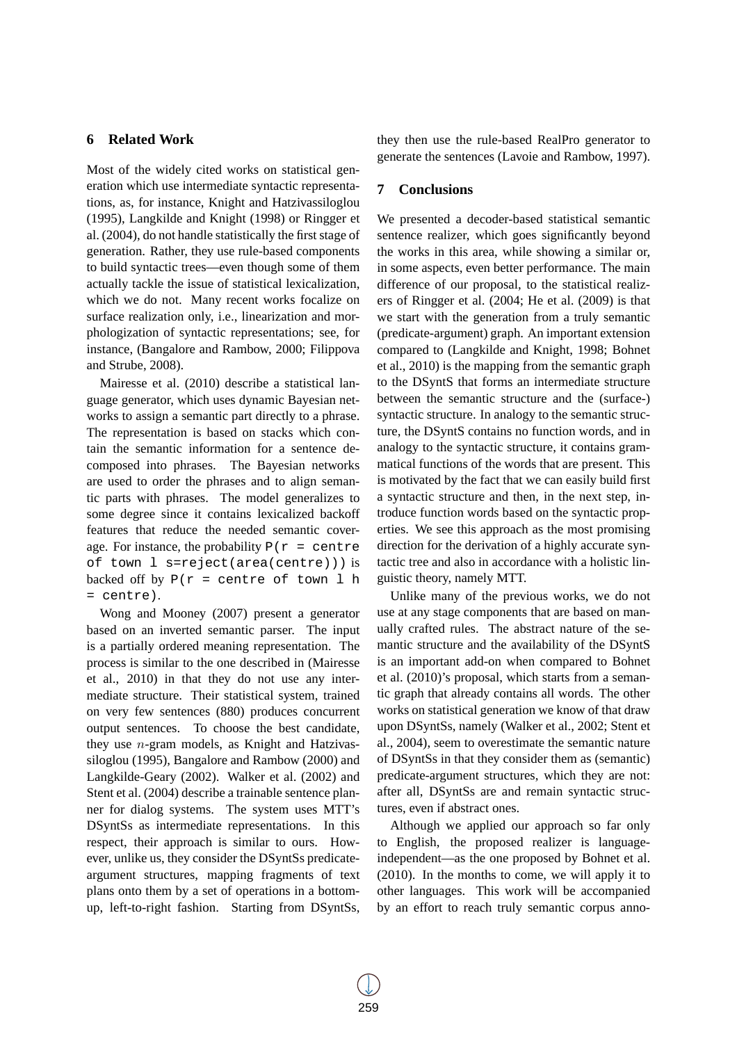## 6 Related Work

Most of the widely cited works on statistical generation which use intermediate syntactic representations, as, for instance, Knight and Hatzivassiloglou (1995), Langkilde and Knight (1998) or Ringger et al. (2004), do not handle statistically the first stage of generation. Rather, they use rule-based components to build syntactic trees—even though some of them actually tackle the issue of statistical lexicalization, which we do not. Many recent works focalize on surface realization only, i.e., linearization and morphologization of syntactic representations; see, for instance, (Bangalore and Rambow, 2000; Filippova and Strube, 2008).

Mairesse et al. (2010) describe a statistical language generator, which uses dynamic Bayesian networks to assign a semantic part directly to a phrase. The representation is based on stacks which contain the semantic information for a sentence decomposed into phrases. The Bayesian networks are used to order the phrases and to align semantic parts with phrases. The model generalizes to some degree since it contains lexicalized backoff features that reduce the needed semantic coverage. For instance, the probability `P(r = centre of town l s=reject(area(centre)))` is backed off by `P(r = centre of town l h = centre)`.

Wong and Mooney (2007) present a generator based on an inverted semantic parser. The input is a partially ordered meaning representation. The process is similar to the one described in (Mairesse et al., 2010) in that they do not use any intermediate structure. Their statistical system, trained on very few sentences (880) produces concurrent output sentences. To choose the best candidate, they use $n$-gram models, as Knight and Hatzivassiloglou (1995), Bangalore and Rambow (2000) and Langkilde-Geary (2002). Walker et al. (2002) and Stent et al. (2004) describe a trainable sentence planner for dialog systems. The system uses MTT's DSyntSs as intermediate representations. In this respect, their approach is similar to ours. However, unlike us, they consider the DSyntSs predicate-argument structures, mapping fragments of text plans onto them by a set of operations in a bottom-up, left-to-right fashion. Starting from DSyntSs, they then use the rule-based RealPro generator to generate the sentences (Lavoie and Rambow, 1997).

## 7 Conclusions

We presented a decoder-based statistical semantic sentence realizer, which goes significantly beyond the works in this area, while showing a similar or, in some aspects, even better performance. The main difference of our proposal, to the statistical realizers of Ringger et al. (2004; He et al. (2009) is that we start with the generation from a truly semantic (predicate-argument) graph. An important extension compared to (Langkilde and Knight, 1998; Bohnet et al., 2010) is the mapping from the semantic graph to the DSyntS that forms an intermediate structure between the semantic structure and the (surface-) syntactic structure. In analogy to the semantic structure, the DSyntS contains no function words, and in analogy to the syntactic structure, it contains grammatical functions of the words that are present. This is motivated by the fact that we can easily build first a syntactic structure and then, in the next step, introduce function words based on the syntactic properties. We see this approach as the most promising direction for the derivation of a highly accurate syntactic tree and also in accordance with a holistic linguistic theory, namely MTT.

Unlike many of the previous works, we do not use at any stage components that are based on manually crafted rules. The abstract nature of the semantic structure and the availability of the DSyntS is an important add-on when compared to Bohnet et al. (2010)'s proposal, which starts from a semantic graph that already contains all words. The other works on statistical generation we know of that draw upon DSyntSs, namely (Walker et al., 2002; Stent et al., 2004), seem to overestimate the semantic nature of DSyntSs in that they consider them as (semantic) predicate-argument structures, which they are not: after all, DSyntSs are and remain syntactic structures, even if abstract ones.

Although we applied our approach so far only to English, the proposed realizer is language-independent—as the one proposed by Bohnet et al. (2010). In the months to come, we will apply it to other languages. This work will be accompanied by an effort to reach truly semantic corpus anno-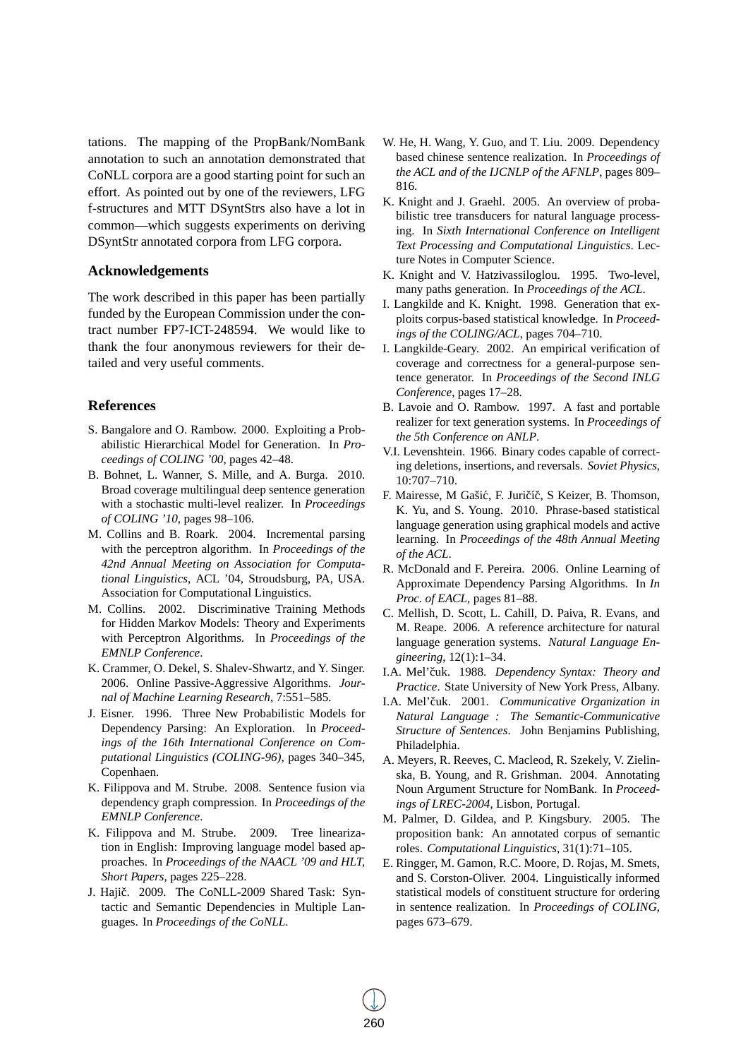tations. The mapping of the PropBank/NomBank annotation to such an annotation demonstrated that CoNLL corpora are a good starting point for such an effort. As pointed out by one of the reviewers, LFG f-structures and MTT DSyntStrs also have a lot in common—which suggests experiments on deriving DSyntStr annotated corpora from LFG corpora.

## Acknowledgements

The work described in this paper has been partially funded by the European Commission under the contract number FP7-ICT-248594. We would like to thank the four anonymous reviewers for their detailed and very useful comments.

## References

S. Bangalore and O. Rambow. 2000. Exploiting a Probabilistic Hierarchical Model for Generation. In *Proceedings of COLING '00*, pages 42–48.

B. Bohnet, L. Wanner, S. Mille, and A. Burga. 2010. Broad coverage multilingual deep sentence generation with a stochastic multi-level realizer. In *Proceedings of COLING '10*, pages 98–106.

M. Collins and B. Roark. 2004. Incremental parsing with the perceptron algorithm. In *Proceedings of the 42nd Annual Meeting on Association for Computational Linguistics*, ACL '04, Stroudsburg, PA, USA. Association for Computational Linguistics.

M. Collins. 2002. Discriminative Training Methods for Hidden Markov Models: Theory and Experiments with Perceptron Algorithms. In *Proceedings of the EMNLP Conference*.

K. Crammer, O. Dekel, S. Shalev-Shwartz, and Y. Singer. 2006. Online Passive-Aggressive Algorithms. *Journal of Machine Learning Research*, 7:551–585.

J. Eisner. 1996. Three New Probabilistic Models for Dependency Parsing: An Exploration. In *Proceedings of the 16th International Conference on Computational Linguistics (COLING-96)*, pages 340–345, Copenhaen.

K. Filippova and M. Strube. 2008. Sentence fusion via dependency graph compression. In *Proceedings of the EMNLP Conference*.

K. Filippova and M. Strube. 2009. Tree linearization in English: Improving language model based approaches. In *Proceedings of the NAACL '09 and HLT, Short Papers*, pages 225–228.

J. Hajič. 2009. The CoNLL-2009 Shared Task: Syntactic and Semantic Dependencies in Multiple Languages. In *Proceedings of the CoNLL*.

W. He, H. Wang, Y. Guo, and T. Liu. 2009. Dependency based chinese sentence realization. In *Proceedings of the ACL and of the IJCNLP of the AFNLP*, pages 809–816.

K. Knight and J. Graehl. 2005. An overview of probabilistic tree transducers for natural language processing. In *Sixth International Conference on Intelligent Text Processing and Computational Linguistics*. Lecture Notes in Computer Science.

K. Knight and V. Hatzivassiloglou. 1995. Two-level, many paths generation. In *Proceedings of the ACL*.

I. Langkilde and K. Knight. 1998. Generation that exploits corpus-based statistical knowledge. In *Proceedings of the COLING/ACL*, pages 704–710.

I. Langkilde-Geary. 2002. An empirical verification of coverage and correctness for a general-purpose sentence generator. In *Proceedings of the Second INLG Conference*, pages 17–28.

B. Lavoie and O. Rambow. 1997. A fast and portable realizer for text generation systems. In *Proceedings of the 5th Conference on ANLP*.

V.I. Levenshtein. 1966. Binary codes capable of correcting deletions, insertions, and reversals. *Soviet Physics*, 10:707–710.

F. Mairesse, M Gašić, F. Jurčíč, S Keizer, B. Thomson, K. Yu, and S. Young. 2010. Phrase-based statistical language generation using graphical models and active learning. In *Proceedings of the 48th Annual Meeting of the ACL*.

R. McDonald and F. Pereira. 2006. Online Learning of Approximate Dependency Parsing Algorithms. In *In Proc. of EACL*, pages 81–88.

C. Mellish, D. Scott, L. Cahill, D. Paiva, R. Evans, and M. Reape. 2006. A reference architecture for natural language generation systems. *Natural Language Engineering*, 12(1):1–34.

I.A. Mel'čuk. 1988. *Dependency Syntax: Theory and Practice*. State University of New York Press, Albany.

I.A. Mel'čuk. 2001. *Communicative Organization in Natural Language : The Semantic-Communicative Structure of Sentences*. John Benjamins Publishing, Philadelphia.

A. Meyers, R. Reeves, C. Macleod, R. Szekely, V. Zielinska, B. Young, and R. Grishman. 2004. Annotating Noun Argument Structure for NomBank. In *Proceedings of LREC-2004*, Lisbon, Portugal.

M. Palmer, D. Gildea, and P. Kingsbury. 2005. The proposition bank: An annotated corpus of semantic roles. *Computational Linguistics*, 31(1):71–105.

E. Ringger, M. Gamon, R.C. Moore, D. Rojas, M. Smets, and S. Corston-Oliver. 2004. Linguistically informed statistical models of constituent structure for ordering in sentence realization. In *Proceedings of COLING*, pages 673–679.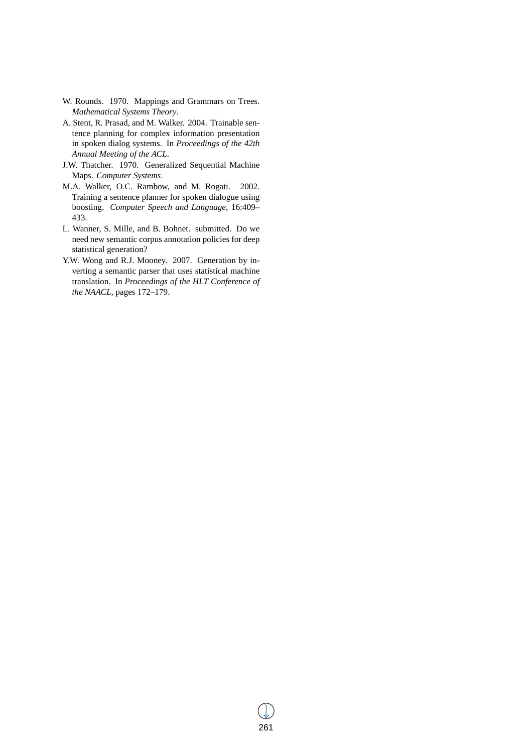W. Rounds. 1970. Mappings and Grammars on Trees. *Mathematical Systems Theory*.

A. Stent, R. Prasad, and M. Walker. 2004. Trainable sentence planning for complex information presentation in spoken dialog systems. In *Proceedings of the 42th Annual Meeting of the ACL*.

J.W. Thatcher. 1970. Generalized Sequential Machine Maps. *Computer Systems*.

M.A. Walker, O.C. Rambow, and M. Rogati. 2002. Training a sentence planner for spoken dialogue using boosting. *Computer Speech and Language*, 16:409–433.

L. Wanner, S. Mille, and B. Bohnet. submitted. Do we need new semantic corpus annotation policies for deep statistical generation?

Y.W. Wong and R.J. Mooney. 2007. Generation by inverting a semantic parser that uses statistical machine translation. In *Proceedings of the HLT Conference of the NAACL*, pages 172–179.